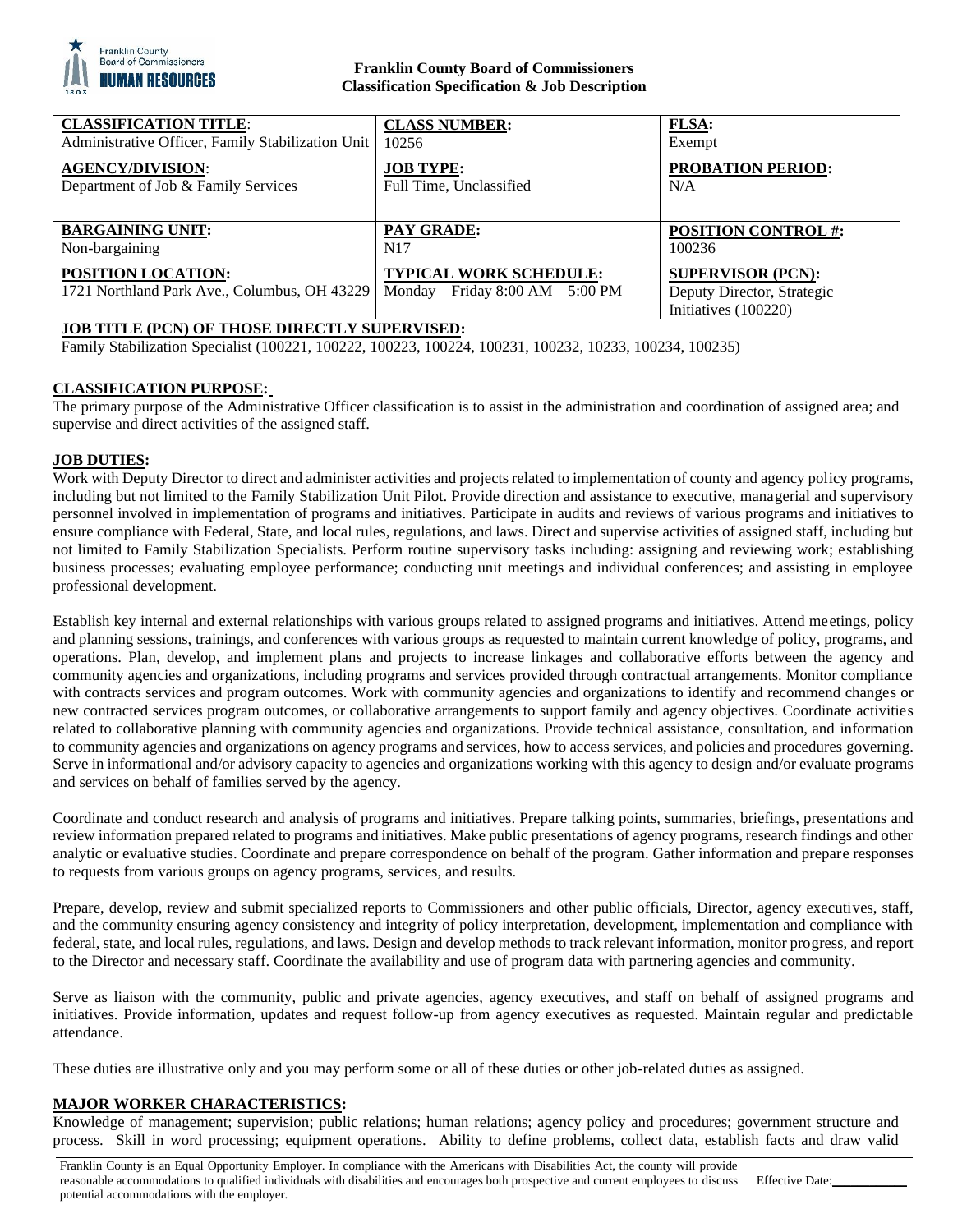**Franklin County Board of Commissioners**
**Classification Specification & Job Description**

| **CLASSIFICATION TITLE**:<br>Administrative Officer, Family Stabilization Unit | **CLASS NUMBER:**<br>10256 | **FLSA:**<br>Exempt |
|---|---|---|
| **AGENCY/DIVISION**:<br>Department of Job & Family Services | **JOB TYPE:**<br>Full Time, Unclassified | **PROBATION PERIOD:**<br>N/A |
| **BARGAINING UNIT:**<br>Non-bargaining | **PAY GRADE:**<br>N17 | **POSITION CONTROL #:**<br>100236 |
| **POSITION LOCATION:**<br>1721 Northland Park Ave., Columbus, OH 43229 | **TYPICAL WORK SCHEDULE:**<br>Monday – Friday 8:00 AM – 5:00 PM | **SUPERVISOR (PCN):**<br>Deputy Director, Strategic Initiatives (100220) |
| **JOB TITLE (PCN) OF THOSE DIRECTLY SUPERVISED:**<br>Family Stabilization Specialist (100221, 100222, 100223, 100224, 100231, 100232, 10233, 100234, 100235) | | |

**CLASSIFICATION PURPOSE:**

The primary purpose of the Administrative Officer classification is to assist in the administration and coordination of assigned area; and supervise and direct activities of the assigned staff.

**JOB DUTIES:**

Work with Deputy Director to direct and administer activities and projects related to implementation of county and agency policy programs, including but not limited to the Family Stabilization Unit Pilot. Provide direction and assistance to executive, managerial and supervisory personnel involved in implementation of programs and initiatives. Participate in audits and reviews of various programs and initiatives to ensure compliance with Federal, State, and local rules, regulations, and laws. Direct and supervise activities of assigned staff, including but not limited to Family Stabilization Specialists. Perform routine supervisory tasks including: assigning and reviewing work; establishing business processes; evaluating employee performance; conducting unit meetings and individual conferences; and assisting in employee professional development.

Establish key internal and external relationships with various groups related to assigned programs and initiatives. Attend meetings, policy and planning sessions, trainings, and conferences with various groups as requested to maintain current knowledge of policy, programs, and operations. Plan, develop, and implement plans and projects to increase linkages and collaborative efforts between the agency and community agencies and organizations, including programs and services provided through contractual arrangements. Monitor compliance with contracts services and program outcomes. Work with community agencies and organizations to identify and recommend changes or new contracted services program outcomes, or collaborative arrangements to support family and agency objectives. Coordinate activities related to collaborative planning with community agencies and organizations. Provide technical assistance, consultation, and information to community agencies and organizations on agency programs and services, how to access services, and policies and procedures governing. Serve in informational and/or advisory capacity to agencies and organizations working with this agency to design and/or evaluate programs and services on behalf of families served by the agency.

Coordinate and conduct research and analysis of programs and initiatives. Prepare talking points, summaries, briefings, presentations and review information prepared related to programs and initiatives. Make public presentations of agency programs, research findings and other analytic or evaluative studies. Coordinate and prepare correspondence on behalf of the program. Gather information and prepare responses to requests from various groups on agency programs, services, and results.

Prepare, develop, review and submit specialized reports to Commissioners and other public officials, Director, agency executives, staff, and the community ensuring agency consistency and integrity of policy interpretation, development, implementation and compliance with federal, state, and local rules, regulations, and laws. Design and develop methods to track relevant information, monitor progress, and report to the Director and necessary staff. Coordinate the availability and use of program data with partnering agencies and community.

Serve as liaison with the community, public and private agencies, agency executives, and staff on behalf of assigned programs and initiatives. Provide information, updates and request follow-up from agency executives as requested. Maintain regular and predictable attendance.

These duties are illustrative only and you may perform some or all of these duties or other job-related duties as assigned.

**MAJOR WORKER CHARACTERISTICS:**

Knowledge of management; supervision; public relations; human relations; agency policy and procedures; government structure and process. Skill in word processing; equipment operations. Ability to define problems, collect data, establish facts and draw valid

Franklin County is an Equal Opportunity Employer. In compliance with the Americans with Disabilities Act, the county will provide reasonable accommodations to qualified individuals with disabilities and encourages both prospective and current employees to discuss potential accommodations with the employer. Effective Date:\_\_\_\_\_\_\_\_\_\_\_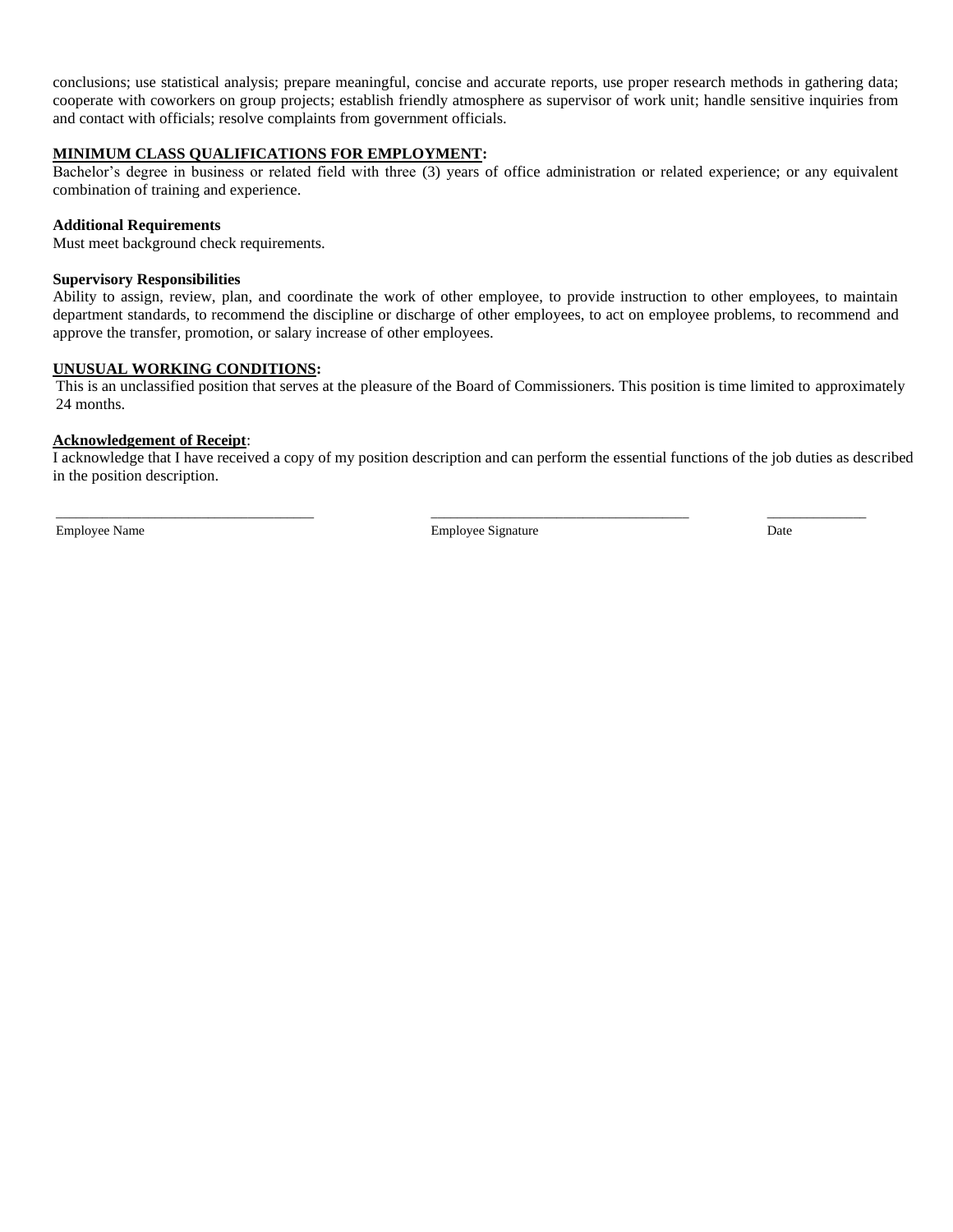conclusions; use statistical analysis; prepare meaningful, concise and accurate reports, use proper research methods in gathering data; cooperate with coworkers on group projects; establish friendly atmosphere as supervisor of work unit; handle sensitive inquiries from and contact with officials; resolve complaints from government officials.

**MINIMUM CLASS QUALIFICATIONS FOR EMPLOYMENT:**
Bachelor's degree in business or related field with three (3) years of office administration or related experience; or any equivalent combination of training and experience.

**Additional Requirements**
Must meet background check requirements.

**Supervisory Responsibilities**
Ability to assign, review, plan, and coordinate the work of other employee, to provide instruction to other employees, to maintain department standards, to recommend the discipline or discharge of other employees, to act on employee problems, to recommend and approve the transfer, promotion, or salary increase of other employees.

**UNUSUAL WORKING CONDITIONS:**
This is an unclassified position that serves at the pleasure of the Board of Commissioners. This position is time limited to approximately 24 months.

**Acknowledgement of Receipt**:
I acknowledge that I have received a copy of my position description and can perform the essential functions of the job duties as described in the position description.

\_\_\_\_\_\_\_\_\_\_\_\_\_\_\_\_\_\_\_\_\_\_\_\_\_\_\_\_\_\_\_\_\_\_\_\_ \_\_\_\_\_\_\_\_\_\_\_\_\_\_\_\_\_\_\_\_\_\_\_\_\_\_\_\_\_\_\_\_\_\_\_\_ \_\_\_\_\_\_\_\_\_\_\_\_\_\_
Employee Name Employee Signature Date